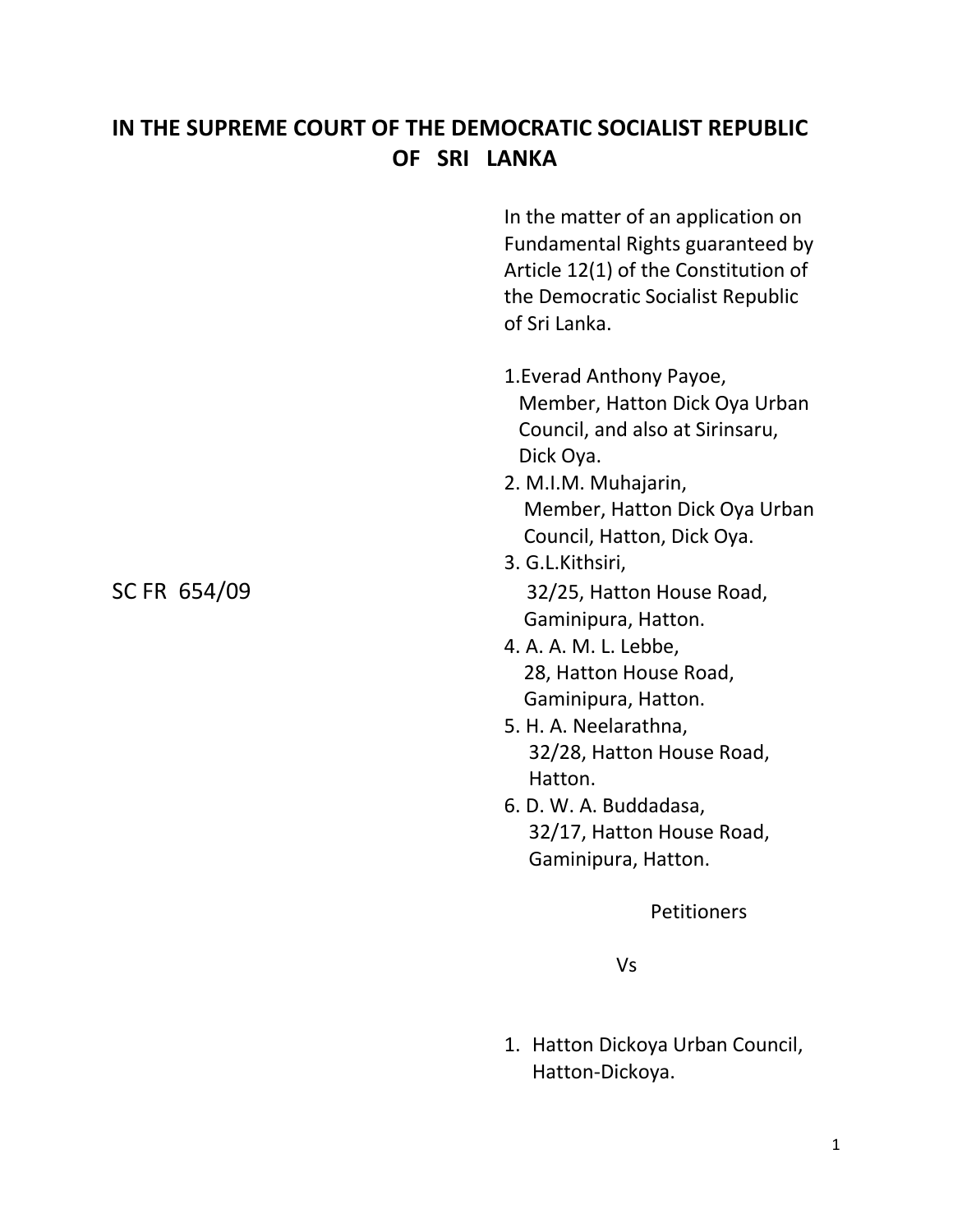# IN THE SUPREME COURT OF THE DEMOCRATIC SOCIALIST REPUBLIC OF SRI LANKA

In the matter of an application on Fundamental Rights guaranteed by Article 12(1) of the Constitution of the Democratic Socialist Republic of Sri Lanka.

SC FR 654/09

1. Everad Anthony Payoe,
   Member, Hatton Dick Oya Urban Council, and also at Sirinsaru, Dick Oya.
2. M.I.M. Muhajarin,
   Member, Hatton Dick Oya Urban Council, Hatton, Dick Oya.
3. G.L.Kithsiri,
   32/25, Hatton House Road, Gaminipura, Hatton.
4. A. A. M. L. Lebbe,
   28, Hatton House Road, Gaminipura, Hatton.
5. H. A. Neelarathna,
   32/28, Hatton House Road, Hatton.
6. D. W. A. Buddadasa,
   32/17, Hatton House Road, Gaminipura, Hatton.

Petitioners

Vs

1. Hatton Dickoya Urban Council,
   Hatton-Dickoya.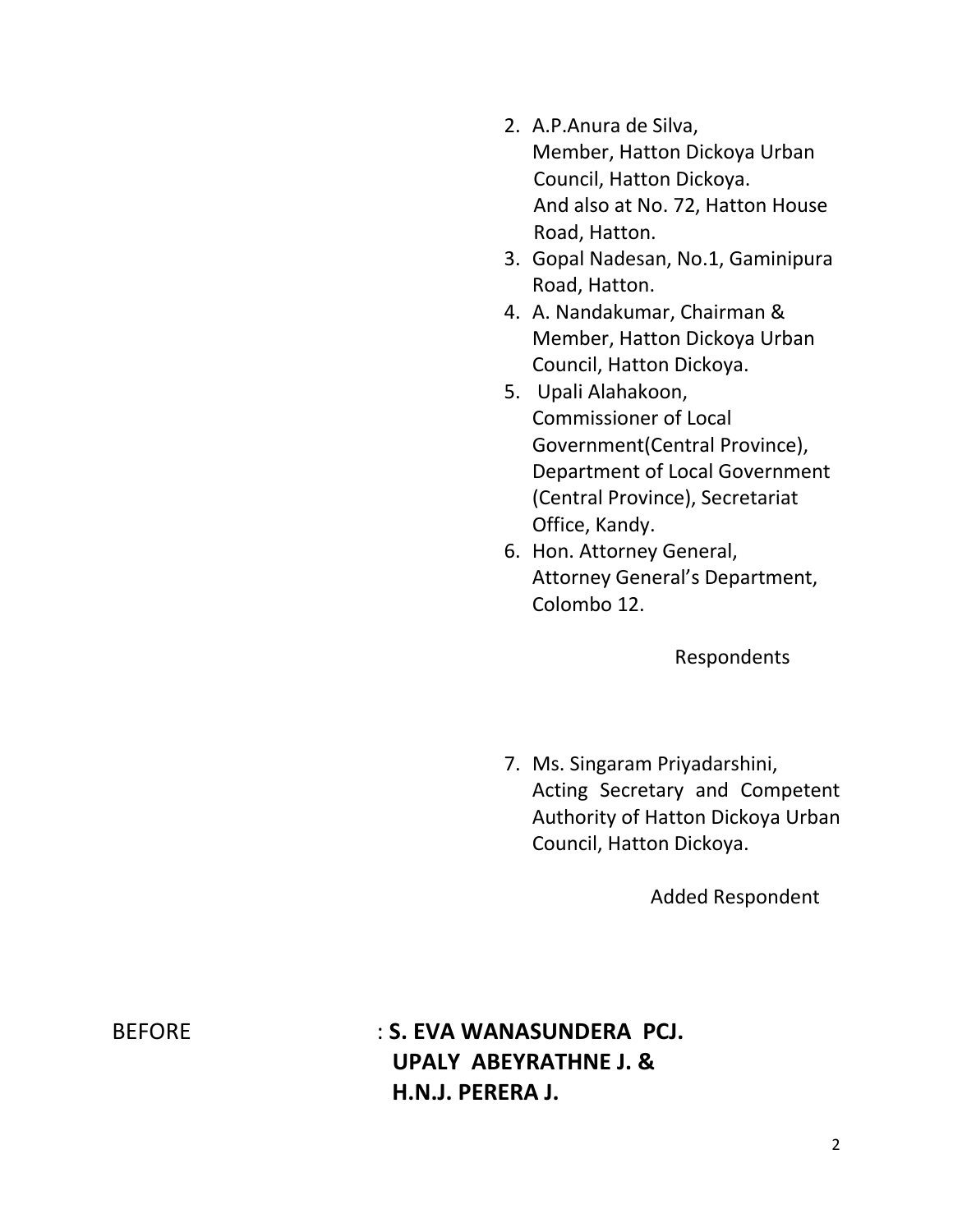2. A.P.Anura de Silva,
   Member, Hatton Dickoya Urban Council, Hatton Dickoya.
   And also at No. 72, Hatton House Road, Hatton.
3. Gopal Nadesan, No.1, Gaminipura Road, Hatton.
4. A. Nandakumar, Chairman & Member, Hatton Dickoya Urban Council, Hatton Dickoya.
5. Upali Alahakoon,
   Commissioner of Local Government(Central Province), Department of Local Government (Central Province), Secretariat Office, Kandy.
6. Hon. Attorney General,
   Attorney General's Department, Colombo 12.

Respondents

7. Ms. Singaram Priyadarshini,
   Acting Secretary and Competent Authority of Hatton Dickoya Urban Council, Hatton Dickoya.

Added Respondent

BEFORE : **S. EVA WANASUNDERA PCJ.**
**UPALY ABEYRATHNE J. &**
**H.N.J. PERERA J.**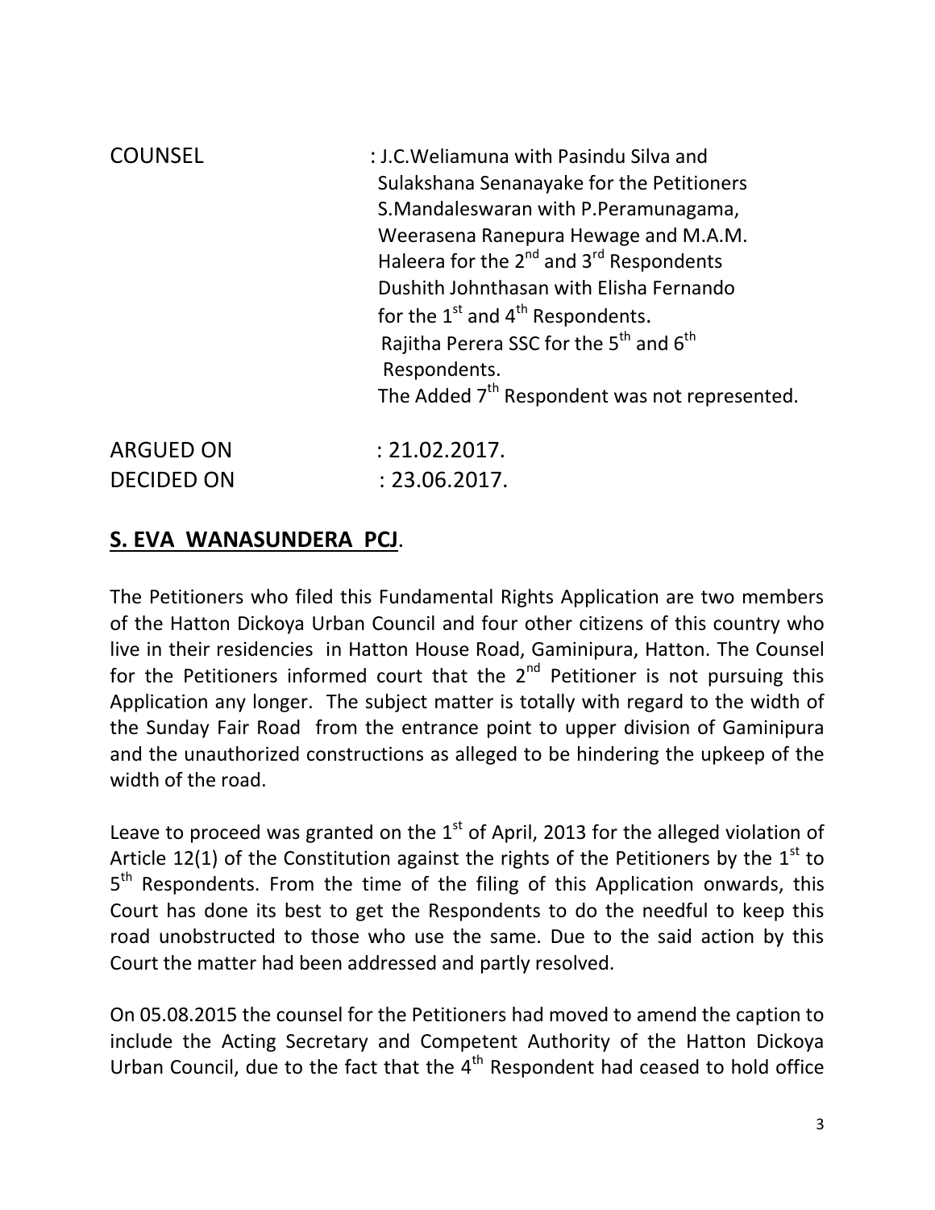COUNSEL : J.C.Weliamuna with Pasindu Silva and Sulakshana Senanayake for the Petitioners
S.Mandaleswaran with P.Peramunagama, Weerasena Ranepura Hewage and M.A.M. Haleera for the 2nd and 3rd Respondents
Dushith Johnthasan with Elisha Fernando for the 1st and 4th Respondents.
Rajitha Perera SSC for the 5th and 6th Respondents.
The Added 7th Respondent was not represented.

ARGUED ON : 21.02.2017.

DECIDED ON : 23.06.2017.

**S. EVA WANASUNDERA PCJ**.

The Petitioners who filed this Fundamental Rights Application are two members of the Hatton Dickoya Urban Council and four other citizens of this country who live in their residencies in Hatton House Road, Gaminipura, Hatton. The Counsel for the Petitioners informed court that the 2nd Petitioner is not pursuing this Application any longer. The subject matter is totally with regard to the width of the Sunday Fair Road from the entrance point to upper division of Gaminipura and the unauthorized constructions as alleged to be hindering the upkeep of the width of the road.

Leave to proceed was granted on the 1st of April, 2013 for the alleged violation of Article 12(1) of the Constitution against the rights of the Petitioners by the 1st to 5th Respondents. From the time of the filing of this Application onwards, this Court has done its best to get the Respondents to do the needful to keep this road unobstructed to those who use the same. Due to the said action by this Court the matter had been addressed and partly resolved.

On 05.08.2015 the counsel for the Petitioners had moved to amend the caption to include the Acting Secretary and Competent Authority of the Hatton Dickoya Urban Council, due to the fact that the 4th Respondent had ceased to hold office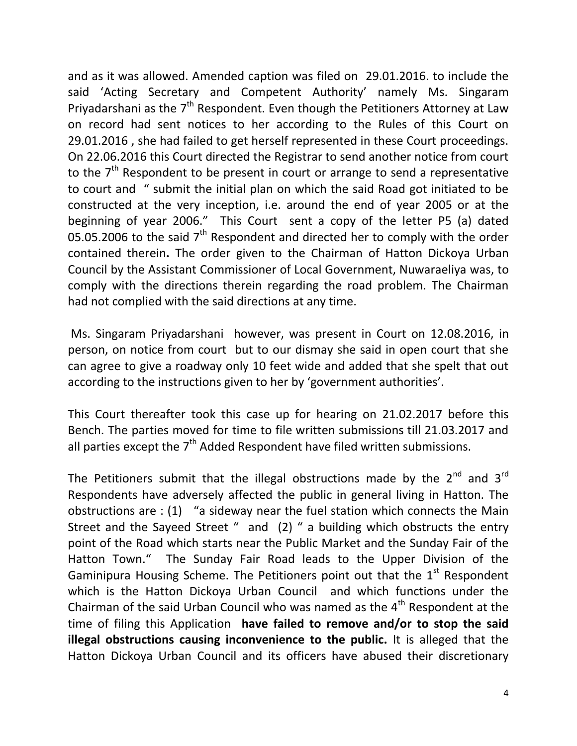and as it was allowed. Amended caption was filed on 29.01.2016. to include the said 'Acting Secretary and Competent Authority' namely Ms. Singaram Priyadarshani as the 7th Respondent. Even though the Petitioners Attorney at Law on record had sent notices to her according to the Rules of this Court on 29.01.2016 , she had failed to get herself represented in these Court proceedings. On 22.06.2016 this Court directed the Registrar to send another notice from court to the 7th Respondent to be present in court or arrange to send a representative to court and " submit the initial plan on which the said Road got initiated to be constructed at the very inception, i.e. around the end of year 2005 or at the beginning of year 2006." This Court sent a copy of the letter P5 (a) dated 05.05.2006 to the said 7th Respondent and directed her to comply with the order contained therein**.** The order given to the Chairman of Hatton Dickoya Urban Council by the Assistant Commissioner of Local Government, Nuwaraeliya was, to comply with the directions therein regarding the road problem. The Chairman had not complied with the said directions at any time.

Ms. Singaram Priyadarshani however, was present in Court on 12.08.2016, in person, on notice from court but to our dismay she said in open court that she can agree to give a roadway only 10 feet wide and added that she spelt that out according to the instructions given to her by 'government authorities'.

This Court thereafter took this case up for hearing on 21.02.2017 before this Bench. The parties moved for time to file written submissions till 21.03.2017 and all parties except the 7th Added Respondent have filed written submissions.

The Petitioners submit that the illegal obstructions made by the 2nd and 3rd Respondents have adversely affected the public in general living in Hatton. The obstructions are : (1) "a sideway near the fuel station which connects the Main Street and the Sayeed Street " and (2) " a building which obstructs the entry point of the Road which starts near the Public Market and the Sunday Fair of the Hatton Town." The Sunday Fair Road leads to the Upper Division of the Gaminipura Housing Scheme. The Petitioners point out that the 1st Respondent which is the Hatton Dickoya Urban Council and which functions under the Chairman of the said Urban Council who was named as the 4th Respondent at the time of filing this Application **have failed to remove and/or to stop the said illegal obstructions causing inconvenience to the public.** It is alleged that the Hatton Dickoya Urban Council and its officers have abused their discretionary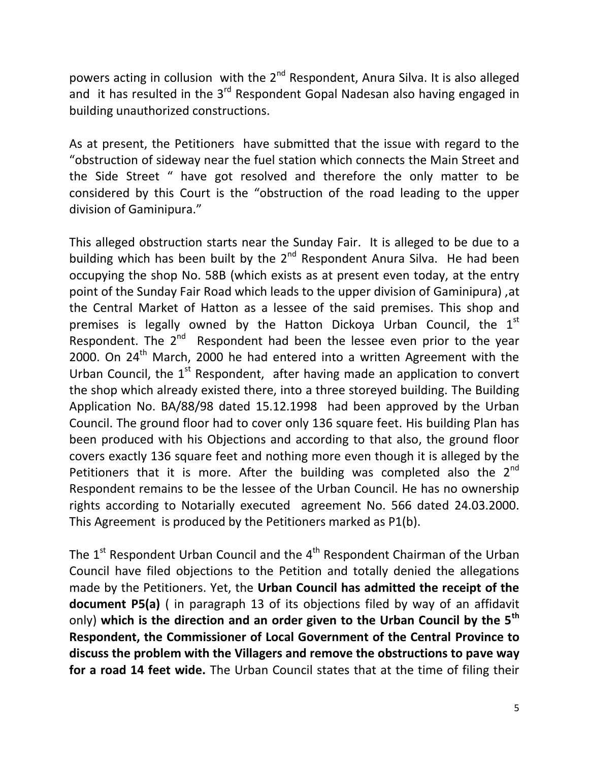powers acting in collusion with the 2nd Respondent, Anura Silva. It is also alleged and it has resulted in the 3rd Respondent Gopal Nadesan also having engaged in building unauthorized constructions.

As at present, the Petitioners have submitted that the issue with regard to the "obstruction of sideway near the fuel station which connects the Main Street and the Side Street " have got resolved and therefore the only matter to be considered by this Court is the "obstruction of the road leading to the upper division of Gaminipura."

This alleged obstruction starts near the Sunday Fair. It is alleged to be due to a building which has been built by the 2nd Respondent Anura Silva. He had been occupying the shop No. 58B (which exists as at present even today, at the entry point of the Sunday Fair Road which leads to the upper division of Gaminipura) ,at the Central Market of Hatton as a lessee of the said premises. This shop and premises is legally owned by the Hatton Dickoya Urban Council, the 1st Respondent. The 2nd Respondent had been the lessee even prior to the year 2000. On 24th March, 2000 he had entered into a written Agreement with the Urban Council, the 1st Respondent, after having made an application to convert the shop which already existed there, into a three storeyed building. The Building Application No. BA/88/98 dated 15.12.1998 had been approved by the Urban Council. The ground floor had to cover only 136 square feet. His building Plan has been produced with his Objections and according to that also, the ground floor covers exactly 136 square feet and nothing more even though it is alleged by the Petitioners that it is more. After the building was completed also the 2nd Respondent remains to be the lessee of the Urban Council. He has no ownership rights according to Notarially executed agreement No. 566 dated 24.03.2000. This Agreement is produced by the Petitioners marked as P1(b).

The 1st Respondent Urban Council and the 4th Respondent Chairman of the Urban Council have filed objections to the Petition and totally denied the allegations made by the Petitioners. Yet, the **Urban Council has admitted the receipt of the document P5(a)** ( in paragraph 13 of its objections filed by way of an affidavit only) **which is the direction and an order given to the Urban Council by the 5th Respondent, the Commissioner of Local Government of the Central Province to discuss the problem with the Villagers and remove the obstructions to pave way for a road 14 feet wide.** The Urban Council states that at the time of filing their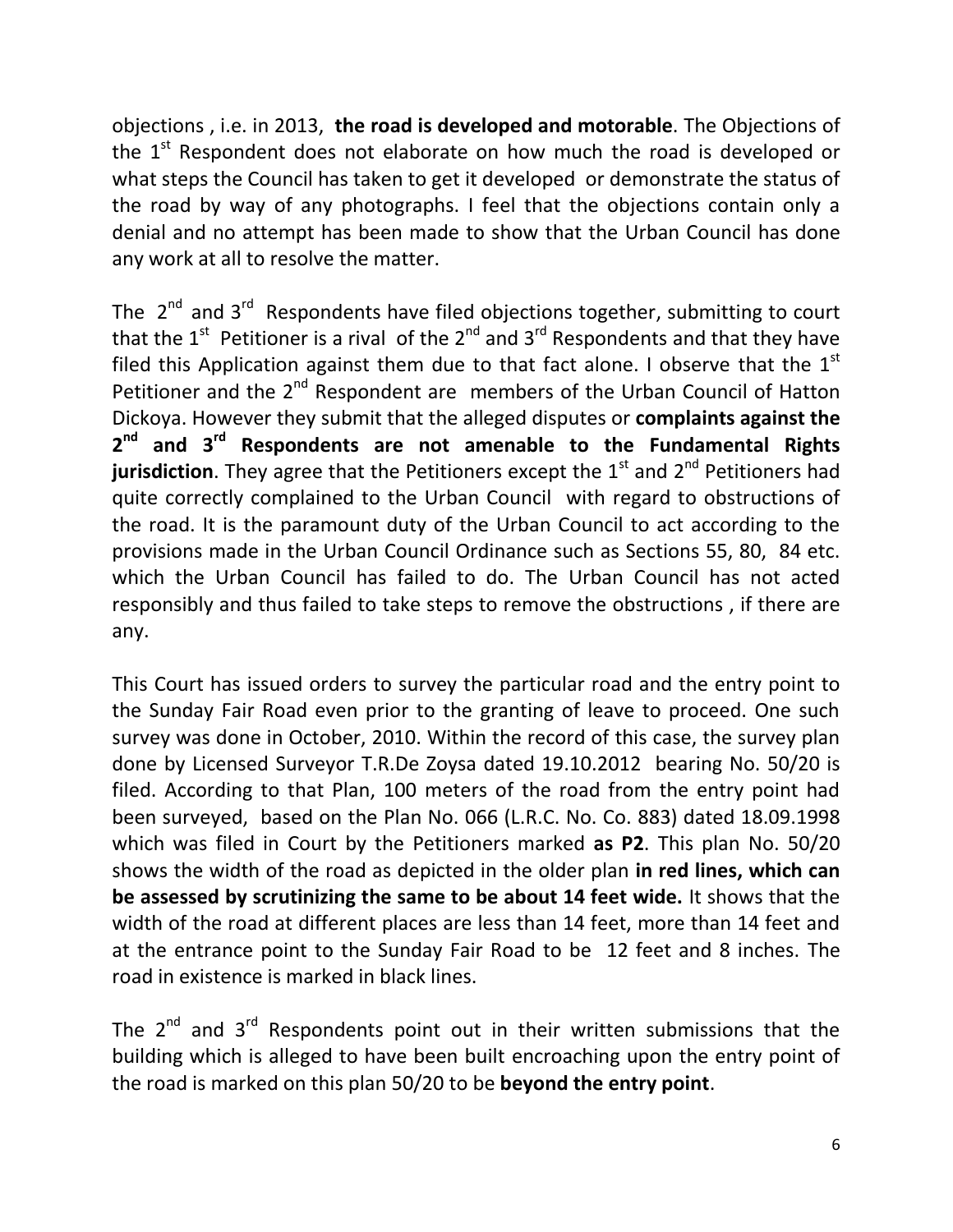objections , i.e. in 2013, **the road is developed and motorable**. The Objections of the 1st Respondent does not elaborate on how much the road is developed or what steps the Council has taken to get it developed or demonstrate the status of the road by way of any photographs. I feel that the objections contain only a denial and no attempt has been made to show that the Urban Council has done any work at all to resolve the matter.

The 2nd and 3rd Respondents have filed objections together, submitting to court that the 1st Petitioner is a rival of the 2nd and 3rd Respondents and that they have filed this Application against them due to that fact alone. I observe that the 1st Petitioner and the 2nd Respondent are members of the Urban Council of Hatton Dickoya. However they submit that the alleged disputes or **complaints against the 2nd and 3rd Respondents are not amenable to the Fundamental Rights jurisdiction**. They agree that the Petitioners except the 1st and 2nd Petitioners had quite correctly complained to the Urban Council with regard to obstructions of the road. It is the paramount duty of the Urban Council to act according to the provisions made in the Urban Council Ordinance such as Sections 55, 80, 84 etc. which the Urban Council has failed to do. The Urban Council has not acted responsibly and thus failed to take steps to remove the obstructions , if there are any.

This Court has issued orders to survey the particular road and the entry point to the Sunday Fair Road even prior to the granting of leave to proceed. One such survey was done in October, 2010. Within the record of this case, the survey plan done by Licensed Surveyor T.R.De Zoysa dated 19.10.2012 bearing No. 50/20 is filed. According to that Plan, 100 meters of the road from the entry point had been surveyed, based on the Plan No. 066 (L.R.C. No. Co. 883) dated 18.09.1998 which was filed in Court by the Petitioners marked **as P2**. This plan No. 50/20 shows the width of the road as depicted in the older plan **in red lines, which can be assessed by scrutinizing the same to be about 14 feet wide.** It shows that the width of the road at different places are less than 14 feet, more than 14 feet and at the entrance point to the Sunday Fair Road to be 12 feet and 8 inches. The road in existence is marked in black lines.

The 2nd and 3rd Respondents point out in their written submissions that the building which is alleged to have been built encroaching upon the entry point of the road is marked on this plan 50/20 to be **beyond the entry point**.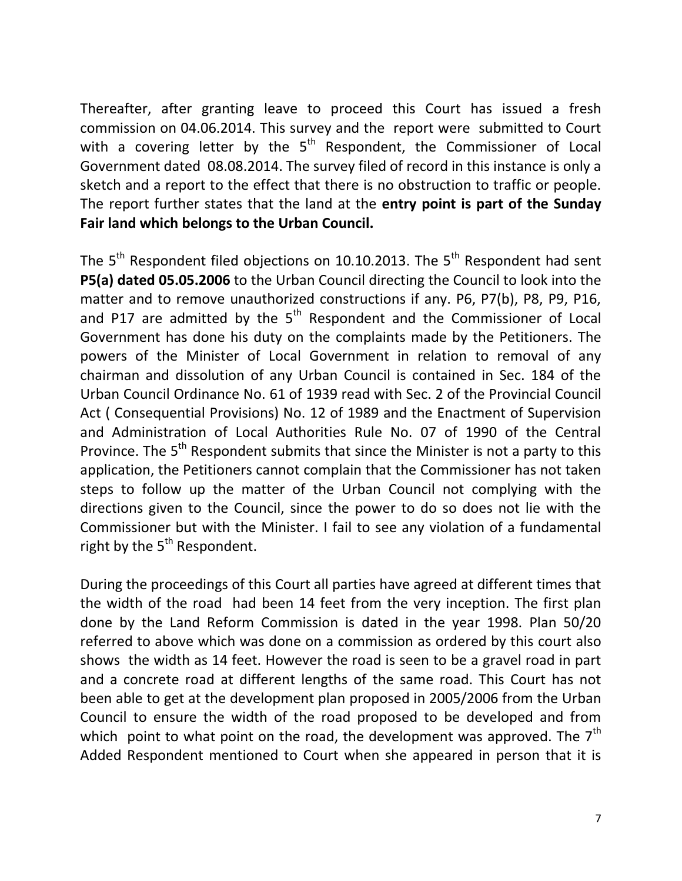Thereafter, after granting leave to proceed this Court has issued a fresh commission on 04.06.2014. This survey and the report were submitted to Court with a covering letter by the 5th Respondent, the Commissioner of Local Government dated 08.08.2014. The survey filed of record in this instance is only a sketch and a report to the effect that there is no obstruction to traffic or people. The report further states that the land at the **entry point is part of the Sunday Fair land which belongs to the Urban Council.**

The 5th Respondent filed objections on 10.10.2013. The 5th Respondent had sent **P5(a) dated 05.05.2006** to the Urban Council directing the Council to look into the matter and to remove unauthorized constructions if any. P6, P7(b), P8, P9, P16, and P17 are admitted by the 5th Respondent and the Commissioner of Local Government has done his duty on the complaints made by the Petitioners. The powers of the Minister of Local Government in relation to removal of any chairman and dissolution of any Urban Council is contained in Sec. 184 of the Urban Council Ordinance No. 61 of 1939 read with Sec. 2 of the Provincial Council Act ( Consequential Provisions) No. 12 of 1989 and the Enactment of Supervision and Administration of Local Authorities Rule No. 07 of 1990 of the Central Province. The 5th Respondent submits that since the Minister is not a party to this application, the Petitioners cannot complain that the Commissioner has not taken steps to follow up the matter of the Urban Council not complying with the directions given to the Council, since the power to do so does not lie with the Commissioner but with the Minister. I fail to see any violation of a fundamental right by the 5th Respondent.

During the proceedings of this Court all parties have agreed at different times that the width of the road had been 14 feet from the very inception. The first plan done by the Land Reform Commission is dated in the year 1998. Plan 50/20 referred to above which was done on a commission as ordered by this court also shows the width as 14 feet. However the road is seen to be a gravel road in part and a concrete road at different lengths of the same road. This Court has not been able to get at the development plan proposed in 2005/2006 from the Urban Council to ensure the width of the road proposed to be developed and from which point to what point on the road, the development was approved. The 7th Added Respondent mentioned to Court when she appeared in person that it is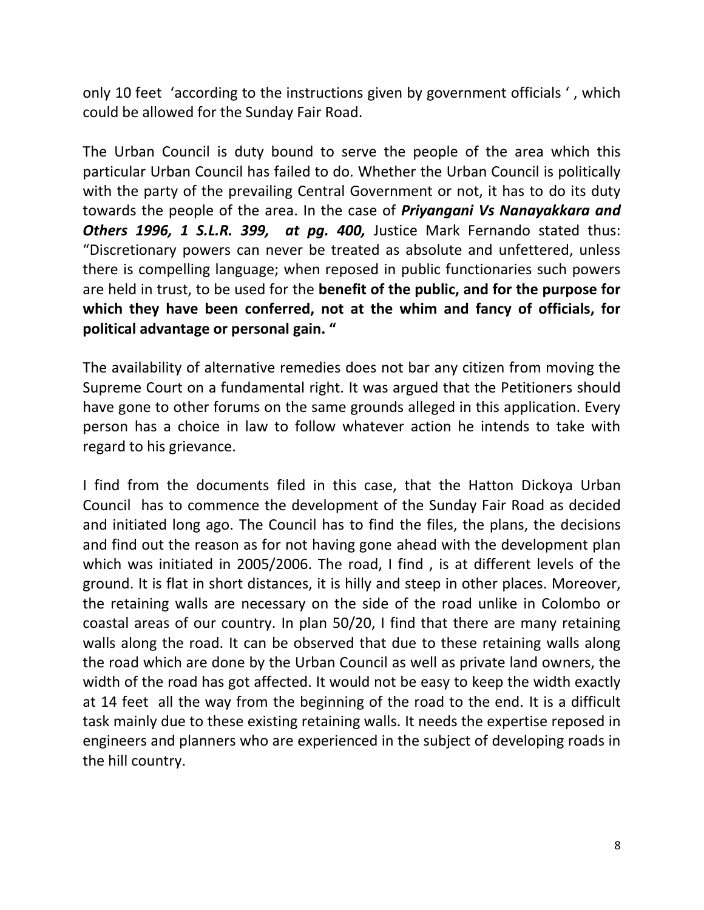only 10 feet 'according to the instructions given by government officials ' , which could be allowed for the Sunday Fair Road.

The Urban Council is duty bound to serve the people of the area which this particular Urban Council has failed to do. Whether the Urban Council is politically with the party of the prevailing Central Government or not, it has to do its duty towards the people of the area. In the case of ***Priyangani Vs Nanayakkara and Others 1996, 1 S.L.R. 399, at pg. 400,*** Justice Mark Fernando stated thus: "Discretionary powers can never be treated as absolute and unfettered, unless there is compelling language; when reposed in public functionaries such powers are held in trust, to be used for the **benefit of the public, and for the purpose for which they have been conferred, not at the whim and fancy of officials, for political advantage or personal gain. "**

The availability of alternative remedies does not bar any citizen from moving the Supreme Court on a fundamental right. It was argued that the Petitioners should have gone to other forums on the same grounds alleged in this application. Every person has a choice in law to follow whatever action he intends to take with regard to his grievance.

I find from the documents filed in this case, that the Hatton Dickoya Urban Council has to commence the development of the Sunday Fair Road as decided and initiated long ago. The Council has to find the files, the plans, the decisions and find out the reason as for not having gone ahead with the development plan which was initiated in 2005/2006. The road, I find , is at different levels of the ground. It is flat in short distances, it is hilly and steep in other places. Moreover, the retaining walls are necessary on the side of the road unlike in Colombo or coastal areas of our country. In plan 50/20, I find that there are many retaining walls along the road. It can be observed that due to these retaining walls along the road which are done by the Urban Council as well as private land owners, the width of the road has got affected. It would not be easy to keep the width exactly at 14 feet all the way from the beginning of the road to the end. It is a difficult task mainly due to these existing retaining walls. It needs the expertise reposed in engineers and planners who are experienced in the subject of developing roads in the hill country.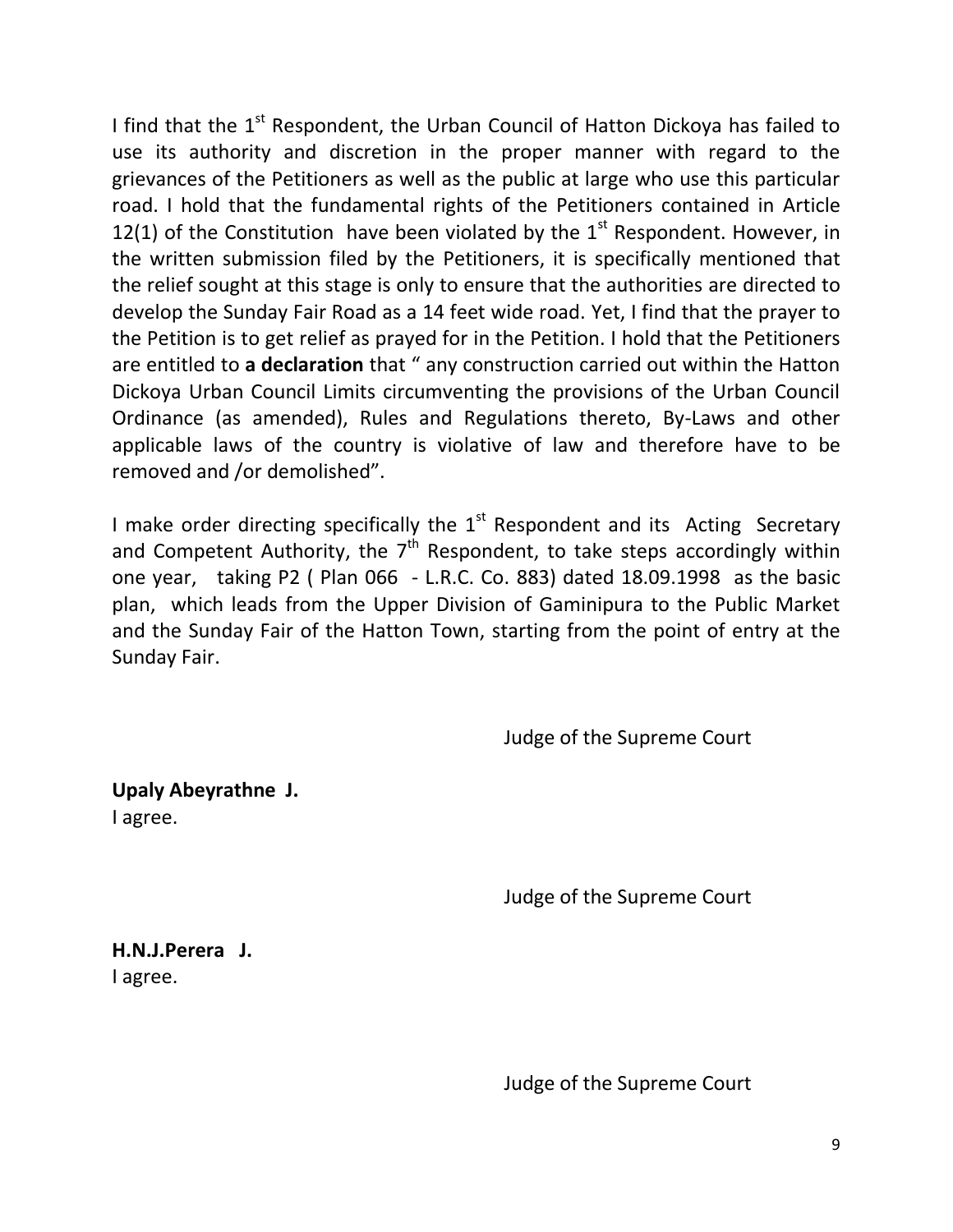I find that the 1st Respondent, the Urban Council of Hatton Dickoya has failed to use its authority and discretion in the proper manner with regard to the grievances of the Petitioners as well as the public at large who use this particular road. I hold that the fundamental rights of the Petitioners contained in Article 12(1) of the Constitution have been violated by the 1st Respondent. However, in the written submission filed by the Petitioners, it is specifically mentioned that the relief sought at this stage is only to ensure that the authorities are directed to develop the Sunday Fair Road as a 14 feet wide road. Yet, I find that the prayer to the Petition is to get relief as prayed for in the Petition. I hold that the Petitioners are entitled to **a declaration** that " any construction carried out within the Hatton Dickoya Urban Council Limits circumventing the provisions of the Urban Council Ordinance (as amended), Rules and Regulations thereto, By-Laws and other applicable laws of the country is violative of law and therefore have to be removed and /or demolished".

I make order directing specifically the 1st Respondent and its Acting Secretary and Competent Authority, the 7th Respondent, to take steps accordingly within one year, taking P2 ( Plan 066 - L.R.C. Co. 883) dated 18.09.1998 as the basic plan, which leads from the Upper Division of Gaminipura to the Public Market and the Sunday Fair of the Hatton Town, starting from the point of entry at the Sunday Fair.

Judge of the Supreme Court

**Upaly Abeyrathne J.**
I agree.

Judge of the Supreme Court

**H.N.J.Perera J.**
I agree.

Judge of the Supreme Court